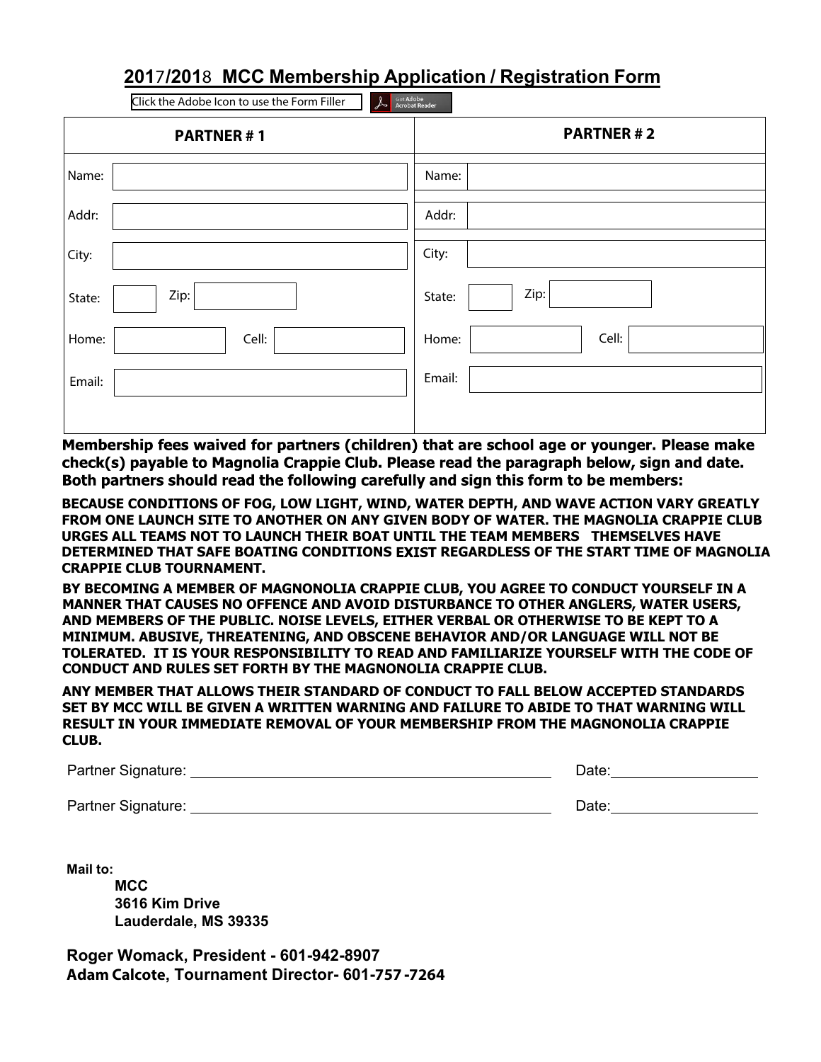# 2017/2018 MCC Membership Application / Registration Form

Click the Adobe Icon to use the Form Filler

| PARTNER # 1 | | | | PARTNER # 2 | | | |
|---|---|---|---|---|---|---|---|
| Name: | | | | Name: | | | |
| Addr: | | | | Addr: | | | |
| City: | | | | City: | | | |
| State: | | Zip: | | State: | | Zip: | |
| Home: | | Cell: | | Home: | | Cell: | |
| Email: | | | | Email: | | | |

**Membership fees waived for partners (children) that are school age or younger. Please make check(s) payable to Magnolia Crappie Club. Please read the paragraph below, sign and date. Both partners should read the following carefully and sign this form to be members:**

**BECAUSE CONDITIONS OF FOG, LOW LIGHT, WIND, WATER DEPTH, AND WAVE ACTION VARY GREATLY FROM ONE LAUNCH SITE TO ANOTHER ON ANY GIVEN BODY OF WATER. THE MAGNOLIA CRAPPIE CLUB URGES ALL TEAMS NOT TO LAUNCH THEIR BOAT UNTIL THE TEAM MEMBERS THEMSELVES HAVE DETERMINED THAT SAFE BOATING CONDITIONS EXIST REGARDLESS OF THE START TIME OF MAGNOLIA CRAPPIE CLUB TOURNAMENT.**

**BY BECOMING A MEMBER OF MAGNONOLIA CRAPPIE CLUB, YOU AGREE TO CONDUCT YOURSELF IN A MANNER THAT CAUSES NO OFFENCE AND AVOID DISTURBANCE TO OTHER ANGLERS, WATER USERS, AND MEMBERS OF THE PUBLIC. NOISE LEVELS, EITHER VERBAL OR OTHERWISE TO BE KEPT TO A MINIMUM. ABUSIVE, THREATENING, AND OBSCENE BEHAVIOR AND/OR LANGUAGE WILL NOT BE TOLERATED. IT IS YOUR RESPONSIBILITY TO READ AND FAMILIARIZE YOURSELF WITH THE CODE OF CONDUCT AND RULES SET FORTH BY THE MAGNONOLIA CRAPPIE CLUB.**

**ANY MEMBER THAT ALLOWS THEIR STANDARD OF CONDUCT TO FALL BELOW ACCEPTED STANDARDS SET BY MCC WILL BE GIVEN A WRITTEN WARNING AND FAILURE TO ABIDE TO THAT WARNING WILL RESULT IN YOUR IMMEDIATE REMOVAL OF YOUR MEMBERSHIP FROM THE MAGNONOLIA CRAPPIE CLUB.**

Partner Signature: ______________________________ Date: ______________

Partner Signature: ______________________________ Date: ______________

**Mail to:**

**MCC**
**3616 Kim Drive**
**Lauderdale, MS 39335**

**Roger Womack, President - 601-942-8907**
**Adam Calcote, Tournament Director- 601-757-7264**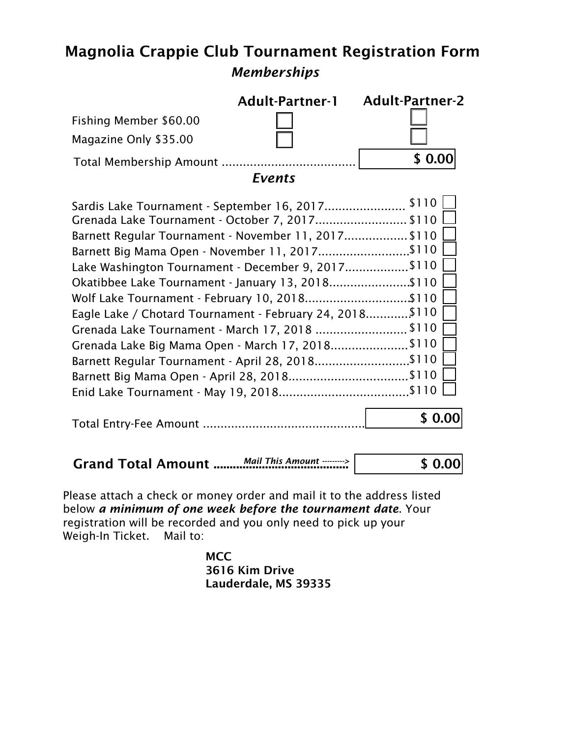# Magnolia Crappie Club Tournament Registration Form

## *Memberships*

| | Adult-Partner-1 | Adult-Partner-2 |
|---|---|---|
| Fishing Member $60.00 | ☐ | ☐ |
| Magazine Only $35.00 | ☐ | ☐ |

Total Membership Amount ..................................... $ 0.00

## *Events*

| Event | Fee | |
|---|---|---|
| Sardis Lake Tournament - September 16, 2017...................... | $110 | ☐ |
| Grenada Lake Tournament - October 7, 2017......................... | $110 | ☐ |
| Barnett Regular Tournament - November 11, 2017................. | $110 | ☐ |
| Barnett Big Mama Open - November 11, 2017.......................... | $110 | ☐ |
| Lake Washington Tournament - December 9, 2017................. | $110 | ☐ |
| Okatibbee Lake Tournament - January 13, 2018...................... | $110 | ☐ |
| Wolf Lake Tournament - February 10, 2018............................. | $110 | ☐ |
| Eagle Lake / Chotard Tournament - February 24, 2018............ | $110 | ☐ |
| Grenada Lake Tournament - March 17, 2018 .......................... | $110 | ☐ |
| Grenada Lake Big Mama Open - March 17, 2018...................... | $110 | ☐ |
| Barnett Regular Tournament - April 28, 2018........................... | $110 | ☐ |
| Barnett Big Mama Open - April 28, 2018.................................. | $110 | ☐ |
| Enid Lake Tournament - May 19, 2018.................................... | $110 | ☐ |

Total Entry-Fee Amount ............................................. $ 0.00

**Grand Total Amount** ........*Mail This Amount* --------> **$ 0.00**

Please attach a check or money order and mail it to the address listed below ***a minimum of one week before the tournament date***. Your registration will be recorded and you only need to pick up your Weigh-In Ticket. Mail to:

**MCC**
**3616 Kim Drive**
**Lauderdale, MS 39335**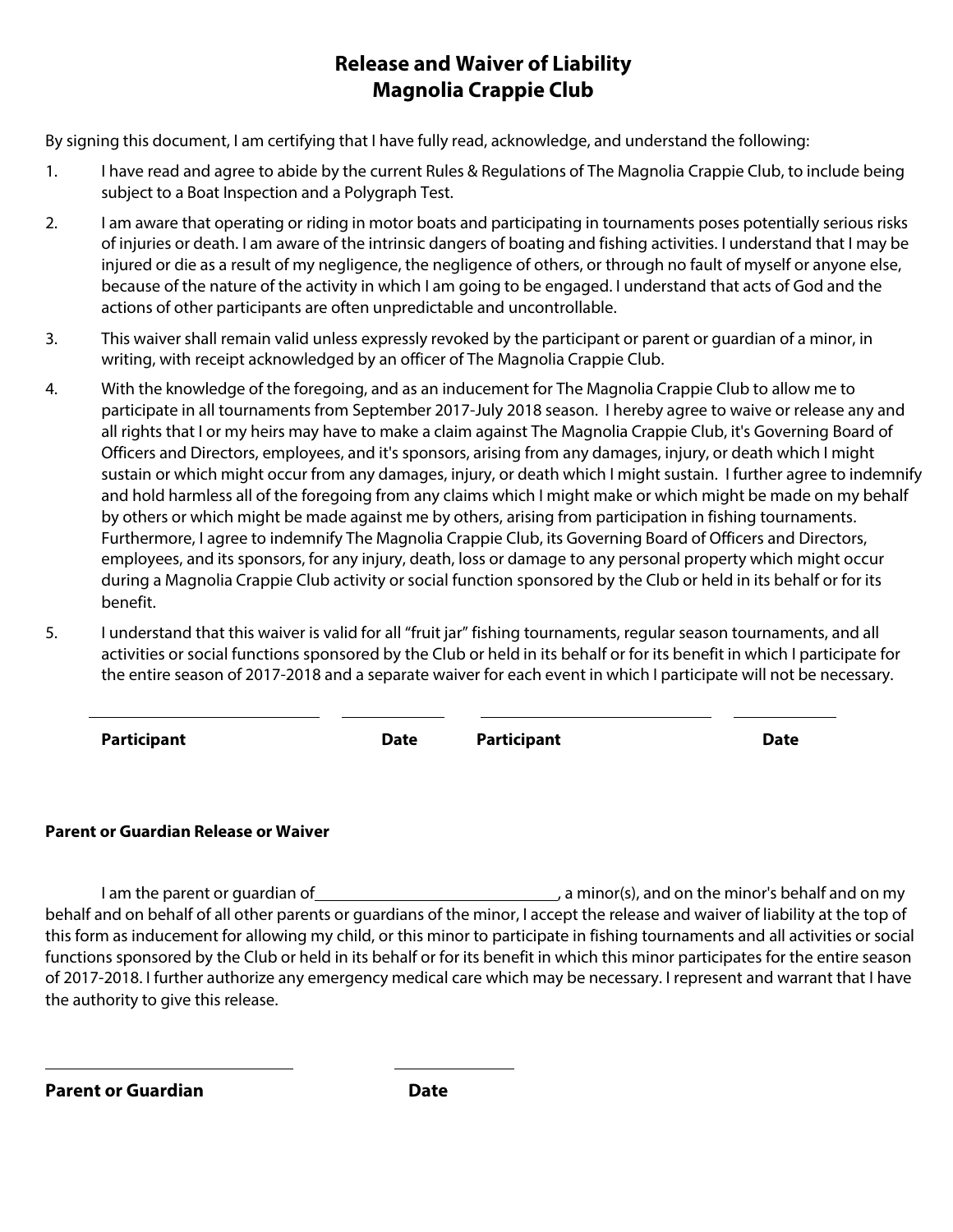# Release and Waiver of Liability
# Magnolia Crappie Club

By signing this document, I am certifying that I have fully read, acknowledge, and understand the following:

1. I have read and agree to abide by the current Rules & Regulations of The Magnolia Crappie Club, to include being subject to a Boat Inspection and a Polygraph Test.
2. I am aware that operating or riding in motor boats and participating in tournaments poses potentially serious risks of injuries or death. I am aware of the intrinsic dangers of boating and fishing activities. I understand that I may be injured or die as a result of my negligence, the negligence of others, or through no fault of myself or anyone else, because of the nature of the activity in which I am going to be engaged. I understand that acts of God and the actions of other participants are often unpredictable and uncontrollable.
3. This waiver shall remain valid unless expressly revoked by the participant or parent or guardian of a minor, in writing, with receipt acknowledged by an officer of The Magnolia Crappie Club.
4. With the knowledge of the foregoing, and as an inducement for The Magnolia Crappie Club to allow me to participate in all tournaments from September 2017-July 2018 season. I hereby agree to waive or release any and all rights that I or my heirs may have to make a claim against The Magnolia Crappie Club, it's Governing Board of Officers and Directors, employees, and it's sponsors, arising from any damages, injury, or death which I might sustain or which might occur from any damages, injury, or death which I might sustain. I further agree to indemnify and hold harmless all of the foregoing from any claims which I might make or which might be made on my behalf by others or which might be made against me by others, arising from participation in fishing tournaments. Furthermore, I agree to indemnify The Magnolia Crappie Club, its Governing Board of Officers and Directors, employees, and its sponsors, for any injury, death, loss or damage to any personal property which might occur during a Magnolia Crappie Club activity or social function sponsored by the Club or held in its behalf or for its benefit.
5. I understand that this waiver is valid for all "fruit jar" fishing tournaments, regular season tournaments, and all activities or social functions sponsored by the Club or held in its behalf or for its benefit in which I participate for the entire season of 2017-2018 and a separate waiver for each event in which I participate will not be necessary.

\_\_\_\_\_\_\_\_\_\_\_\_\_\_\_\_\_\_\_\_\_\_\_\_\_\_\_\_ \_\_\_\_\_\_\_\_\_\_\_\_ \_\_\_\_\_\_\_\_\_\_\_\_\_\_\_\_\_\_\_\_\_\_\_\_\_\_\_\_ \_\_\_\_\_\_\_\_\_\_\_\_

**Participant** **Date** **Participant** **Date**

**Parent or Guardian Release or Waiver**

I am the parent or guardian of\_\_\_\_\_\_\_\_\_\_\_\_\_\_\_\_\_\_\_\_\_\_\_\_\_\_\_\_\_\_, a minor(s), and on the minor's behalf and on my behalf and on behalf of all other parents or guardians of the minor, I accept the release and waiver of liability at the top of this form as inducement for allowing my child, or this minor to participate in fishing tournaments and all activities or social functions sponsored by the Club or held in its behalf or for its benefit in which this minor participates for the entire season of 2017-2018. I further authorize any emergency medical care which may be necessary. I represent and warrant that I have the authority to give this release.

\_\_\_\_\_\_\_\_\_\_\_\_\_\_\_\_\_\_\_\_\_\_\_\_\_\_\_\_\_\_ \_\_\_\_\_\_\_\_\_\_\_\_\_\_

**Parent or Guardian** **Date**